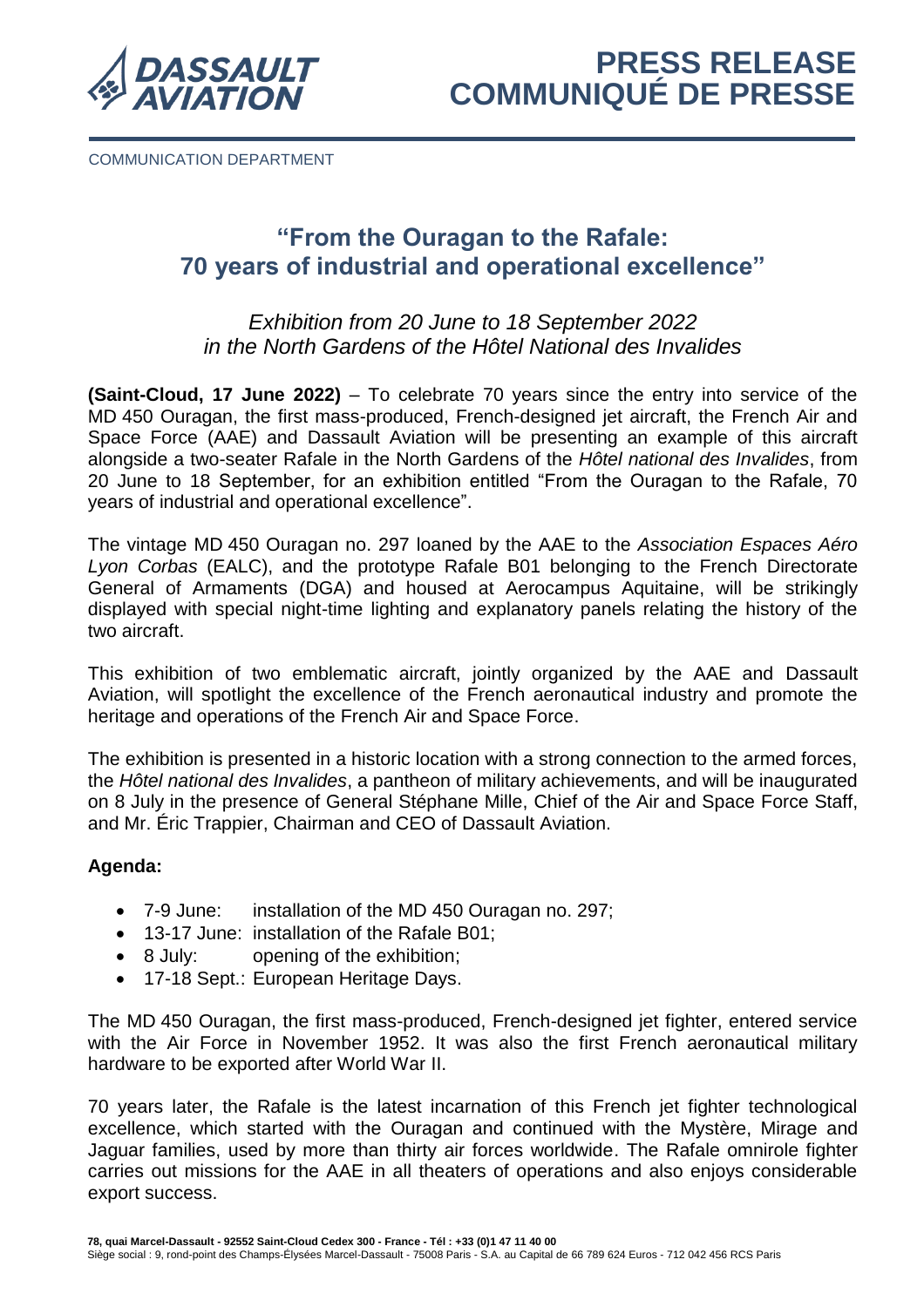# PRESS RELEASE
# COMMUNIQUÉ DE PRESSE

COMMUNICATION DEPARTMENT

## "From the Ouragan to the Rafale: 70 years of industrial and operational excellence"

*Exhibition from 20 June to 18 September 2022 in the North Gardens of the Hôtel National des Invalides*

**(Saint-Cloud, 17 June 2022)** – To celebrate 70 years since the entry into service of the MD 450 Ouragan, the first mass-produced, French-designed jet aircraft, the French Air and Space Force (AAE) and Dassault Aviation will be presenting an example of this aircraft alongside a two-seater Rafale in the North Gardens of the *Hôtel national des Invalides*, from 20 June to 18 September, for an exhibition entitled "From the Ouragan to the Rafale, 70 years of industrial and operational excellence".

The vintage MD 450 Ouragan no. 297 loaned by the AAE to the *Association Espaces Aéro Lyon Corbas* (EALC), and the prototype Rafale B01 belonging to the French Directorate General of Armaments (DGA) and housed at Aerocampus Aquitaine, will be strikingly displayed with special night-time lighting and explanatory panels relating the history of the two aircraft.

This exhibition of two emblematic aircraft, jointly organized by the AAE and Dassault Aviation, will spotlight the excellence of the French aeronautical industry and promote the heritage and operations of the French Air and Space Force.

The exhibition is presented in a historic location with a strong connection to the armed forces, the *Hôtel national des Invalides*, a pantheon of military achievements, and will be inaugurated on 8 July in the presence of General Stéphane Mille, Chief of the Air and Space Force Staff, and Mr. Éric Trappier, Chairman and CEO of Dassault Aviation.

**Agenda:**

- 7-9 June: installation of the MD 450 Ouragan no. 297;
- 13-17 June: installation of the Rafale B01;
- 8 July: opening of the exhibition;
- 17-18 Sept.: European Heritage Days.

The MD 450 Ouragan, the first mass-produced, French-designed jet fighter, entered service with the Air Force in November 1952. It was also the first French aeronautical military hardware to be exported after World War II.

70 years later, the Rafale is the latest incarnation of this French jet fighter technological excellence, which started with the Ouragan and continued with the Mystère, Mirage and Jaguar families, used by more than thirty air forces worldwide. The Rafale omnirole fighter carries out missions for the AAE in all theaters of operations and also enjoys considerable export success.

**78, quai Marcel-Dassault - 92552 Saint-Cloud Cedex 300 - France - Tél : +33 (0)1 47 11 40 00**
Siège social : 9, rond-point des Champs-Élysées Marcel-Dassault - 75008 Paris - S.A. au Capital de 66 789 624 Euros - 712 042 456 RCS Paris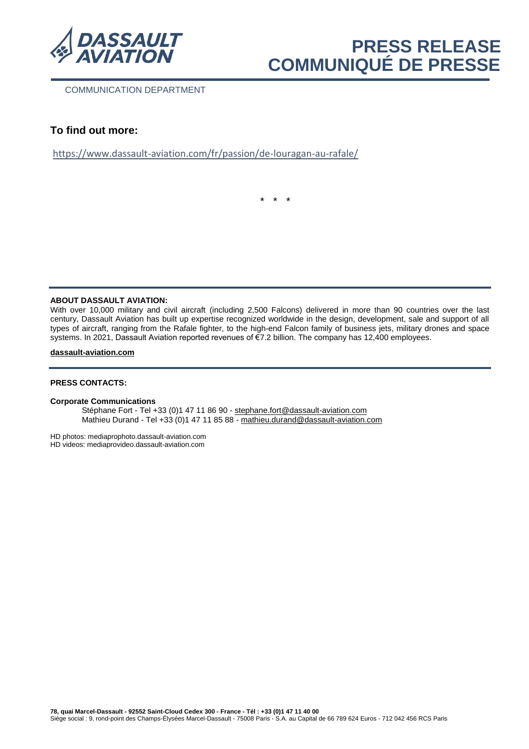COMMUNICATION DEPARTMENT

## To find out more:

https://www.dassault-aviation.com/fr/passion/de-louragan-au-rafale/

\* \* \*

**ABOUT DASSAULT AVIATION:**

With over 10,000 military and civil aircraft (including 2,500 Falcons) delivered in more than 90 countries over the last century, Dassault Aviation has built up expertise recognized worldwide in the design, development, sale and support of all types of aircraft, ranging from the Rafale fighter, to the high-end Falcon family of business jets, military drones and space systems. In 2021, Dassault Aviation reported revenues of €7.2 billion. The company has 12,400 employees.

**dassault-aviation.com**

**PRESS CONTACTS:**

**Corporate Communications**

Stéphane Fort - Tel +33 (0)1 47 11 86 90 - stephane.fort@dassault-aviation.com
Mathieu Durand - Tel +33 (0)1 47 11 85 88 - mathieu.durand@dassault-aviation.com

HD photos: mediaprophoto.dassault-aviation.com
HD videos: mediaprovideo.dassault-aviation.com

**78, quai Marcel-Dassault - 92552 Saint-Cloud Cedex 300 - France - Tél : +33 (0)1 47 11 40 00**
Siège social : 9, rond-point des Champs-Élysées Marcel-Dassault - 75008 Paris - S.A. au Capital de 66 789 624 Euros - 712 042 456 RCS Paris